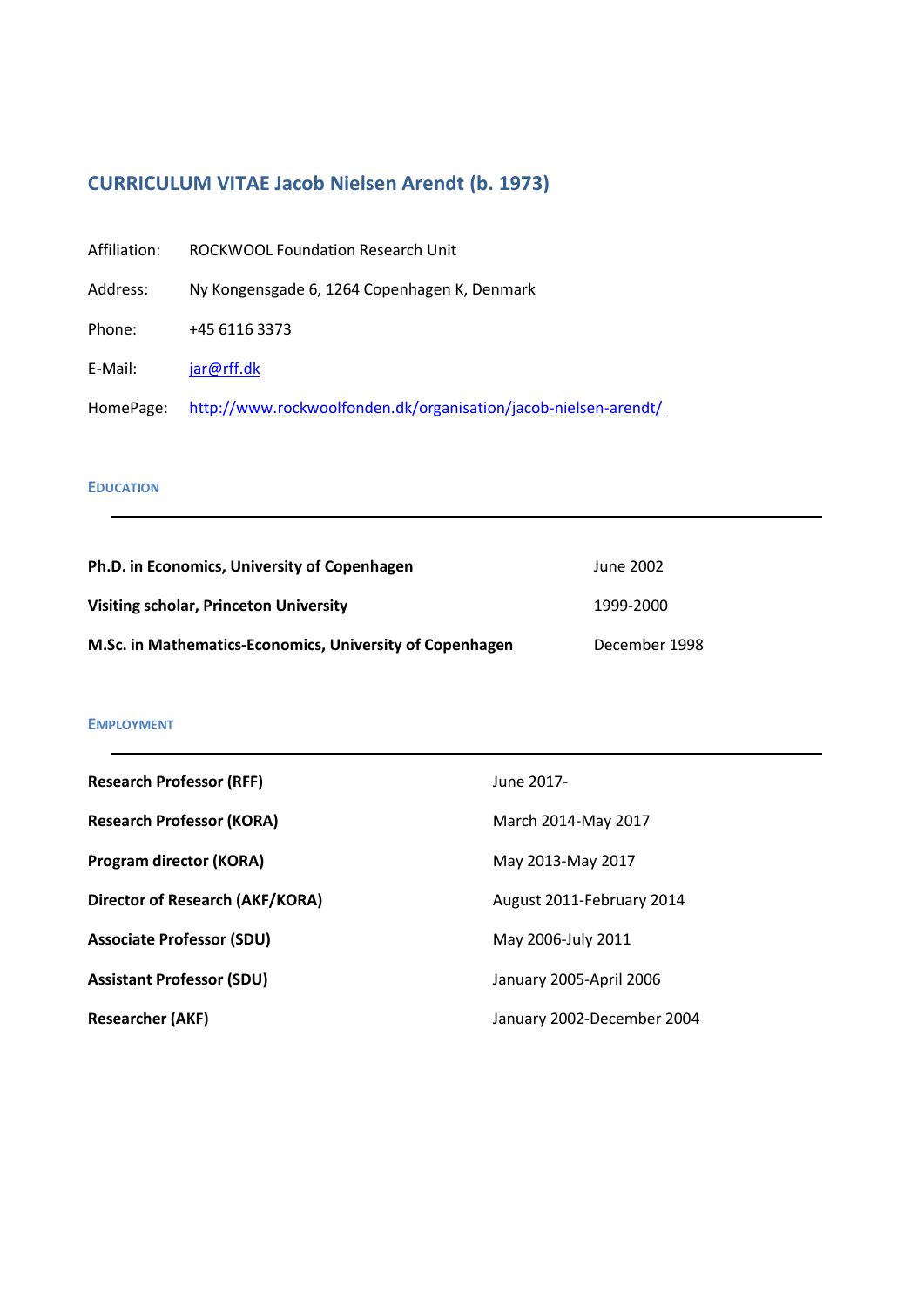# CURRICULUM VITAE Jacob Nielsen Arendt (b. 1973)

| | |
|---|---|
| Affiliation: | ROCKWOOL Foundation Research Unit |
| Address: | Ny Kongensgade 6, 1264 Copenhagen K, Denmark |
| Phone: | +45 6116 3373 |
| E-Mail: | jar@rff.dk |
| HomePage: | http://www.rockwoolfonden.dk/organisation/jacob-nielsen-arendt/ |

## Education

| | |
|---|---|
| **Ph.D. in Economics, University of Copenhagen** | June 2002 |
| **Visiting scholar, Princeton University** | 1999-2000 |
| **M.Sc. in Mathematics-Economics, University of Copenhagen** | December 1998 |

## Employment

| | |
|---|---|
| **Research Professor (RFF)** | June 2017- |
| **Research Professor (KORA)** | March 2014-May 2017 |
| **Program director (KORA)** | May 2013-May 2017 |
| **Director of Research (AKF/KORA)** | August 2011-February 2014 |
| **Associate Professor (SDU)** | May 2006-July 2011 |
| **Assistant Professor (SDU)** | January 2005-April 2006 |
| **Researcher (AKF)** | January 2002-December 2004 |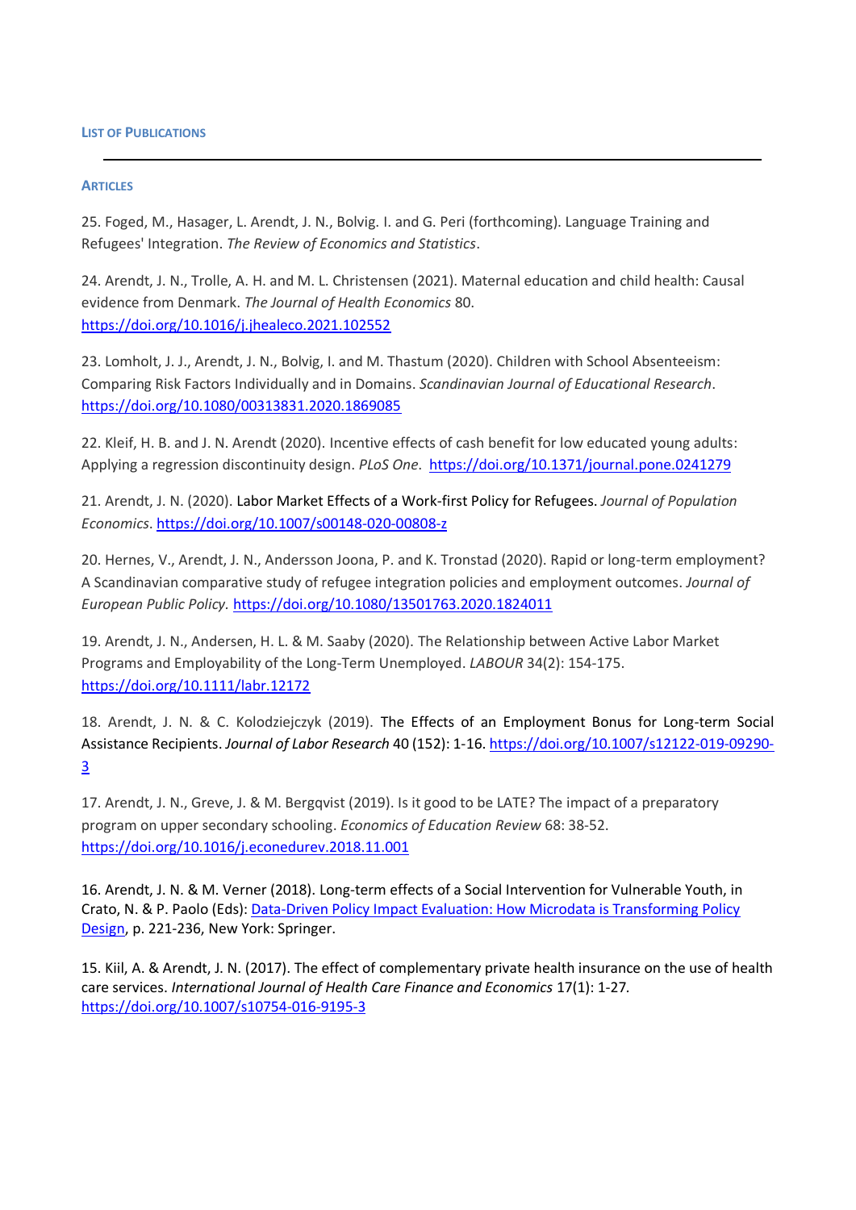## List of Publications

### Articles

25. Foged, M., Hasager, L. Arendt, J. N., Bolvig. I. and G. Peri (forthcoming). Language Training and Refugees' Integration. *The Review of Economics and Statistics*.

24. Arendt, J. N., Trolle, A. H. and M. L. Christensen (2021). Maternal education and child health: Causal evidence from Denmark. *The Journal of Health Economics* 80. https://doi.org/10.1016/j.jhealeco.2021.102552

23. Lomholt, J. J., Arendt, J. N., Bolvig, I. and M. Thastum (2020). Children with School Absenteeism: Comparing Risk Factors Individually and in Domains. *Scandinavian Journal of Educational Research*. https://doi.org/10.1080/00313831.2020.1869085

22. Kleif, H. B. and J. N. Arendt (2020). Incentive effects of cash benefit for low educated young adults: Applying a regression discontinuity design. *PLoS One*. https://doi.org/10.1371/journal.pone.0241279

21. Arendt, J. N. (2020). Labor Market Effects of a Work-first Policy for Refugees. *Journal of Population Economics*. https://doi.org/10.1007/s00148-020-00808-z

20. Hernes, V., Arendt, J. N., Andersson Joona, P. and K. Tronstad (2020). Rapid or long-term employment? A Scandinavian comparative study of refugee integration policies and employment outcomes. *Journal of European Public Policy*. https://doi.org/10.1080/13501763.2020.1824011

19. Arendt, J. N., Andersen, H. L. & M. Saaby (2020). The Relationship between Active Labor Market Programs and Employability of the Long-Term Unemployed. *LABOUR* 34(2): 154-175. https://doi.org/10.1111/labr.12172

18. Arendt, J. N. & C. Kolodziejczyk (2019). The Effects of an Employment Bonus for Long-term Social Assistance Recipients. *Journal of Labor Research* 40 (152): 1-16. https://doi.org/10.1007/s12122-019-09290-3

17. Arendt, J. N., Greve, J. & M. Bergqvist (2019). Is it good to be LATE? The impact of a preparatory program on upper secondary schooling. *Economics of Education Review* 68: 38-52. https://doi.org/10.1016/j.econedurev.2018.11.001

16. Arendt, J. N. & M. Verner (2018). Long-term effects of a Social Intervention for Vulnerable Youth, in Crato, N. & P. Paolo (Eds): Data-Driven Policy Impact Evaluation: How Microdata is Transforming Policy Design, p. 221-236, New York: Springer.

15. Kiil, A. & Arendt, J. N. (2017). The effect of complementary private health insurance on the use of health care services. *International Journal of Health Care Finance and Economics* 17(1): 1-27. https://doi.org/10.1007/s10754-016-9195-3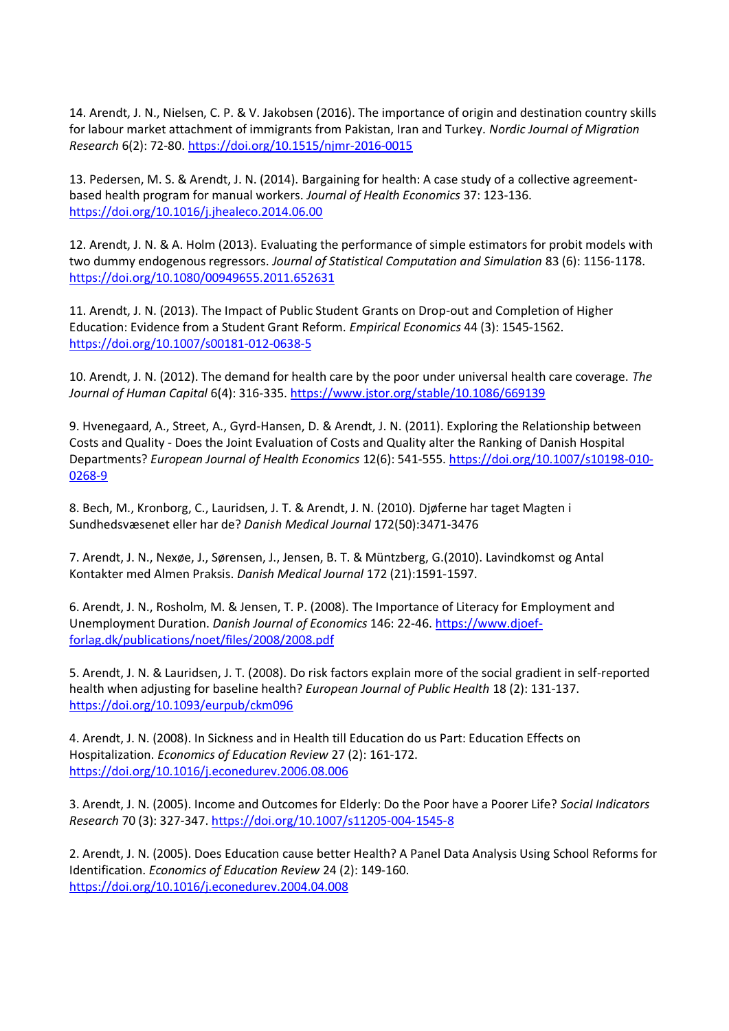14. Arendt, J. N., Nielsen, C. P. & V. Jakobsen (2016). The importance of origin and destination country skills for labour market attachment of immigrants from Pakistan, Iran and Turkey. *Nordic Journal of Migration Research* 6(2): 72-80. https://doi.org/10.1515/njmr-2016-0015

13. Pedersen, M. S. & Arendt, J. N. (2014). Bargaining for health: A case study of a collective agreement-based health program for manual workers. *Journal of Health Economics* 37: 123-136. https://doi.org/10.1016/j.jhealeco.2014.06.00

12. Arendt, J. N. & A. Holm (2013). Evaluating the performance of simple estimators for probit models with two dummy endogenous regressors. *Journal of Statistical Computation and Simulation* 83 (6): 1156-1178. https://doi.org/10.1080/00949655.2011.652631

11. Arendt, J. N. (2013). The Impact of Public Student Grants on Drop-out and Completion of Higher Education: Evidence from a Student Grant Reform. *Empirical Economics* 44 (3): 1545-1562. https://doi.org/10.1007/s00181-012-0638-5

10. Arendt, J. N. (2012). The demand for health care by the poor under universal health care coverage. *The Journal of Human Capital* 6(4): 316-335. https://www.jstor.org/stable/10.1086/669139

9. Hvenegaard, A., Street, A., Gyrd-Hansen, D. & Arendt, J. N. (2011). Exploring the Relationship between Costs and Quality - Does the Joint Evaluation of Costs and Quality alter the Ranking of Danish Hospital Departments? *European Journal of Health Economics* 12(6): 541-555. https://doi.org/10.1007/s10198-010-0268-9

8. Bech, M., Kronborg, C., Lauridsen, J. T. & Arendt, J. N. (2010). Djøferne har taget Magten i Sundhedsvæsenet eller har de? *Danish Medical Journal* 172(50):3471-3476

7. Arendt, J. N., Nexøe, J., Sørensen, J., Jensen, B. T. & Müntzberg, G.(2010). Lavindkomst og Antal Kontakter med Almen Praksis. *Danish Medical Journal* 172 (21):1591-1597.

6. Arendt, J. N., Rosholm, M. & Jensen, T. P. (2008). The Importance of Literacy for Employment and Unemployment Duration. *Danish Journal of Economics* 146: 22-46. https://www.djoef-forlag.dk/publications/noet/files/2008/2008.pdf

5. Arendt, J. N. & Lauridsen, J. T. (2008). Do risk factors explain more of the social gradient in self-reported health when adjusting for baseline health? *European Journal of Public Health* 18 (2): 131-137. https://doi.org/10.1093/eurpub/ckm096

4. Arendt, J. N. (2008). In Sickness and in Health till Education do us Part: Education Effects on Hospitalization. *Economics of Education Review* 27 (2): 161-172. https://doi.org/10.1016/j.econedurev.2006.08.006

3. Arendt, J. N. (2005). Income and Outcomes for Elderly: Do the Poor have a Poorer Life? *Social Indicators Research* 70 (3): 327-347. https://doi.org/10.1007/s11205-004-1545-8

2. Arendt, J. N. (2005). Does Education cause better Health? A Panel Data Analysis Using School Reforms for Identification. *Economics of Education Review* 24 (2): 149-160. https://doi.org/10.1016/j.econedurev.2004.04.008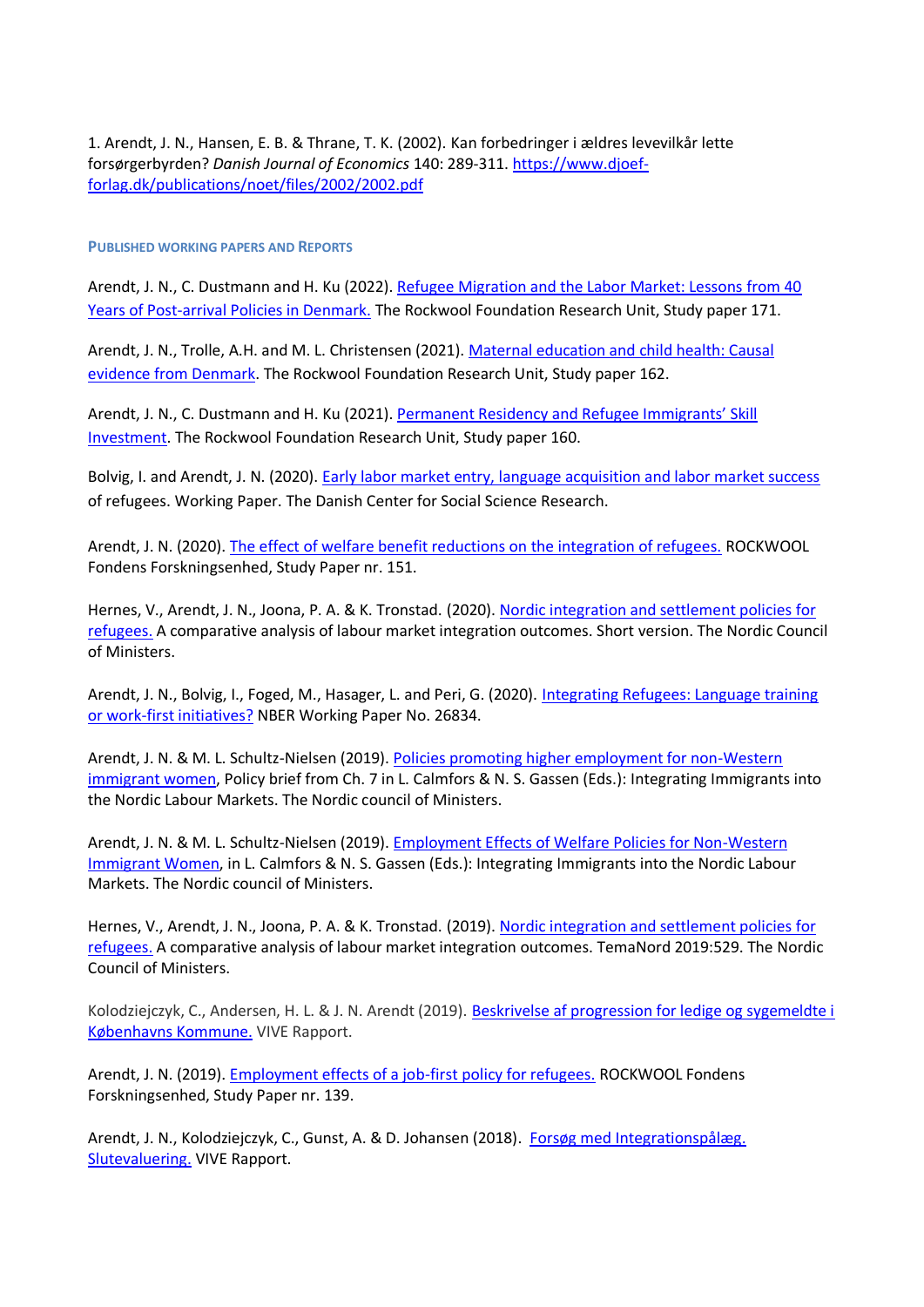1. Arendt, J. N., Hansen, E. B. & Thrane, T. K. (2002). Kan forbedringer i ældres levevilkår lette forsørgerbyrden? *Danish Journal of Economics* 140: 289-311. https://www.djoef-forlag.dk/publications/noet/files/2002/2002.pdf

## PUBLISHED WORKING PAPERS AND REPORTS

Arendt, J. N., C. Dustmann and H. Ku (2022). Refugee Migration and the Labor Market: Lessons from 40 Years of Post-arrival Policies in Denmark. The Rockwool Foundation Research Unit, Study paper 171.

Arendt, J. N., Trolle, A.H. and M. L. Christensen (2021). Maternal education and child health: Causal evidence from Denmark. The Rockwool Foundation Research Unit, Study paper 162.

Arendt, J. N., C. Dustmann and H. Ku (2021). Permanent Residency and Refugee Immigrants' Skill Investment. The Rockwool Foundation Research Unit, Study paper 160.

Bolvig, I. and Arendt, J. N. (2020). Early labor market entry, language acquisition and labor market success of refugees. Working Paper. The Danish Center for Social Science Research.

Arendt, J. N. (2020). The effect of welfare benefit reductions on the integration of refugees. ROCKWOOL Fondens Forskningsenhed, Study Paper nr. 151.

Hernes, V., Arendt, J. N., Joona, P. A. & K. Tronstad. (2020). Nordic integration and settlement policies for refugees. A comparative analysis of labour market integration outcomes. Short version. The Nordic Council of Ministers.

Arendt, J. N., Bolvig, I., Foged, M., Hasager, L. and Peri, G. (2020). Integrating Refugees: Language training or work-first initiatives? NBER Working Paper No. 26834.

Arendt, J. N. & M. L. Schultz-Nielsen (2019). Policies promoting higher employment for non-Western immigrant women, Policy brief from Ch. 7 in L. Calmfors & N. S. Gassen (Eds.): Integrating Immigrants into the Nordic Labour Markets. The Nordic council of Ministers.

Arendt, J. N. & M. L. Schultz-Nielsen (2019). Employment Effects of Welfare Policies for Non-Western Immigrant Women, in L. Calmfors & N. S. Gassen (Eds.): Integrating Immigrants into the Nordic Labour Markets. The Nordic council of Ministers.

Hernes, V., Arendt, J. N., Joona, P. A. & K. Tronstad. (2019). Nordic integration and settlement policies for refugees. A comparative analysis of labour market integration outcomes. TemaNord 2019:529. The Nordic Council of Ministers.

Kolodziejczyk, C., Andersen, H. L. & J. N. Arendt (2019). Beskrivelse af progression for ledige og sygemeldte i Københavns Kommune. VIVE Rapport.

Arendt, J. N. (2019). Employment effects of a job-first policy for refugees. ROCKWOOL Fondens Forskningsenhed, Study Paper nr. 139.

Arendt, J. N., Kolodziejczyk, C., Gunst, A. & D. Johansen (2018). Forsøg med Integrationspålæg. Slutevaluering. VIVE Rapport.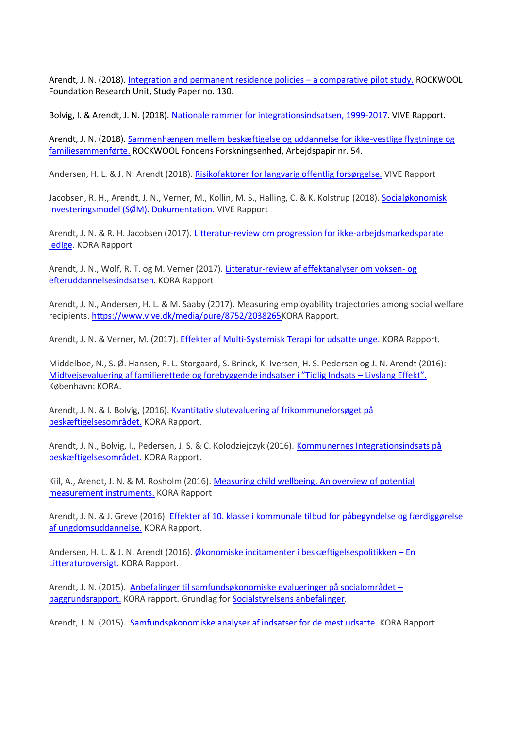Arendt, J. N. (2018). Integration and permanent residence policies – a comparative pilot study. ROCKWOOL Foundation Research Unit, Study Paper no. 130.

Bolvig, I. & Arendt, J. N. (2018). Nationale rammer for integrationsindsatsen, 1999-2017. VIVE Rapport.

Arendt, J. N. (2018). Sammenhængen mellem beskæftigelse og uddannelse for ikke-vestlige flygtninge og familiesammenførte. ROCKWOOL Fondens Forskningsenhed, Arbejdspapir nr. 54.

Andersen, H. L. & J. N. Arendt (2018). Risikofaktorer for langvarig offentlig forsørgelse. VIVE Rapport

Jacobsen, R. H., Arendt, J. N., Verner, M., Kollin, M. S., Halling, C. & K. Kolstrup (2018). Socialøkonomisk Investeringsmodel (SØM). Dokumentation. VIVE Rapport

Arendt, J. N. & R. H. Jacobsen (2017). Litteratur-review om progression for ikke-arbejdsmarkedsparate ledige. KORA Rapport

Arendt, J. N., Wolf, R. T. og M. Verner (2017). Litteratur-review af effektanalyser om voksen- og efteruddannelsesindsatsen. KORA Rapport

Arendt, J. N., Andersen, H. L. & M. Saaby (2017). Measuring employability trajectories among social welfare recipients. https://www.vive.dk/media/pure/8752/2038265KORA Rapport.

Arendt, J. N. & Verner, M. (2017). Effekter af Multi-Systemisk Terapi for udsatte unge. KORA Rapport.

Middelboe, N., S. Ø. Hansen, R. L. Storgaard, S. Brinck, K. Iversen, H. S. Pedersen og J. N. Arendt (2016): Midtvejsevaluering af familierettede og forebyggende indsatser i "Tidlig Indsats – Livslang Effekt". København: KORA.

Arendt, J. N. & I. Bolvig, (2016). Kvantitativ slutevaluering af frikommuneforsøget på beskæftigelsesområdet. KORA Rapport.

Arendt, J. N., Bolvig, I., Pedersen, J. S. & C. Kolodziejczyk (2016). Kommunernes Integrationsindsats på beskæftigelsesområdet. KORA Rapport.

Kiil, A., Arendt, J. N. & M. Rosholm (2016). Measuring child wellbeing. An overview of potential measurement instruments. KORA Rapport

Arendt, J. N. & J. Greve (2016). Effekter af 10. klasse i kommunale tilbud for påbegyndelse og færdiggørelse af ungdomsuddannelse. KORA Rapport.

Andersen, H. L. & J. N. Arendt (2016). Økonomiske incitamenter i beskæftigelsespolitikken – En Litteraturoversigt. KORA Rapport.

Arendt, J. N. (2015). Anbefalinger til samfundsøkonomiske evalueringer på socialområdet – baggrundsrapport. KORA rapport. Grundlag for Socialstyrelsens anbefalinger.

Arendt, J. N. (2015). Samfundsøkonomiske analyser af indsatser for de mest udsatte. KORA Rapport.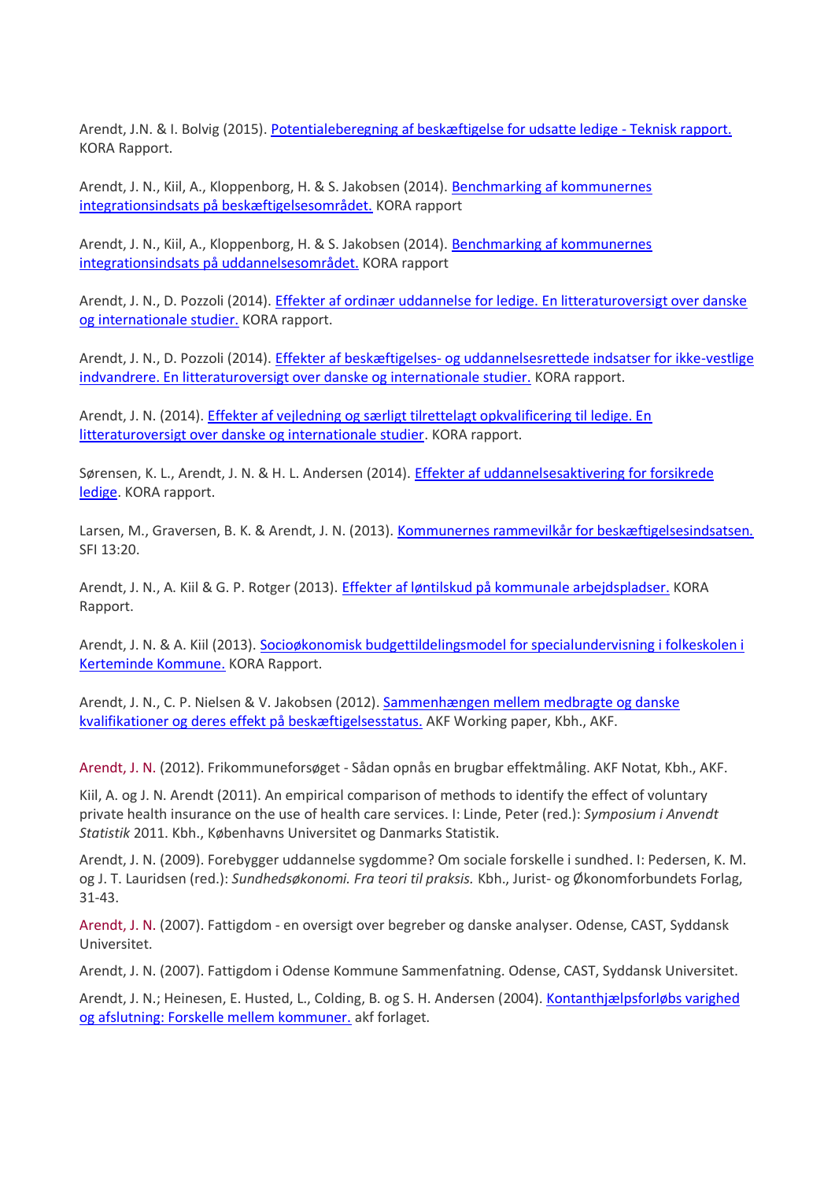Arendt, J.N. & I. Bolvig (2015). Potentialeberegning af beskæftigelse for udsatte ledige - Teknisk rapport. KORA Rapport.

Arendt, J. N., Kiil, A., Kloppenborg, H. & S. Jakobsen (2014). Benchmarking af kommunernes integrationsindsats på beskæftigelsesområdet. KORA rapport

Arendt, J. N., Kiil, A., Kloppenborg, H. & S. Jakobsen (2014). Benchmarking af kommunernes integrationsindsats på uddannelsesområdet. KORA rapport

Arendt, J. N., D. Pozzoli (2014). Effekter af ordinær uddannelse for ledige. En litteraturoversigt over danske og internationale studier. KORA rapport.

Arendt, J. N., D. Pozzoli (2014). Effekter af beskæftigelses- og uddannelsesrettede indsatser for ikke-vestlige indvandrere. En litteraturoversigt over danske og internationale studier. KORA rapport.

Arendt, J. N. (2014). Effekter af vejledning og særligt tilrettelagt opkvalificering til ledige. En litteraturoversigt over danske og internationale studier. KORA rapport.

Sørensen, K. L., Arendt, J. N. & H. L. Andersen (2014). Effekter af uddannelsesaktivering for forsikrede ledige. KORA rapport.

Larsen, M., Graversen, B. K. & Arendt, J. N. (2013). Kommunernes rammevilkår for beskæftigelsesindsatsen. SFI 13:20.

Arendt, J. N., A. Kiil & G. P. Rotger (2013). Effekter af løntilskud på kommunale arbejdspladser. KORA Rapport.

Arendt, J. N. & A. Kiil (2013). Socioøkonomisk budgettildelingsmodel for specialundervisning i folkeskolen i Kerteminde Kommune. KORA Rapport.

Arendt, J. N., C. P. Nielsen & V. Jakobsen (2012). Sammenhængen mellem medbragte og danske kvalifikationer og deres effekt på beskæftigelsesstatus. AKF Working paper, Kbh., AKF.

Arendt, J. N. (2012). Frikommuneforsøget - Sådan opnås en brugbar effektmåling. AKF Notat, Kbh., AKF.

Kiil, A. og J. N. Arendt (2011). An empirical comparison of methods to identify the effect of voluntary private health insurance on the use of health care services. I: Linde, Peter (red.): *Symposium i Anvendt Statistik* 2011. Kbh., Københavns Universitet og Danmarks Statistik.

Arendt, J. N. (2009). Forebygger uddannelse sygdomme? Om sociale forskelle i sundhed. I: Pedersen, K. M. og J. T. Lauridsen (red.): *Sundhedsøkonomi. Fra teori til praksis.* Kbh., Jurist- og Økonomforbundets Forlag, 31-43.

Arendt, J. N. (2007). Fattigdom - en oversigt over begreber og danske analyser. Odense, CAST, Syddansk Universitet.

Arendt, J. N. (2007). Fattigdom i Odense Kommune Sammenfatning. Odense, CAST, Syddansk Universitet.

Arendt, J. N.; Heinesen, E. Husted, L., Colding, B. og S. H. Andersen (2004). Kontanthjælpsforløbs varighed og afslutning: Forskelle mellem kommuner. akf forlaget.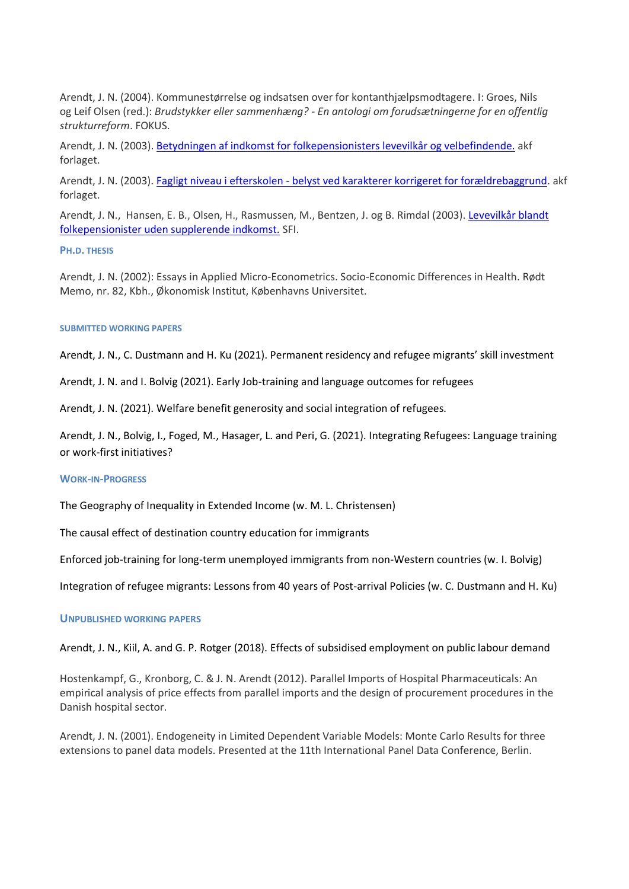Arendt, J. N. (2004). Kommunestørrelse og indsatsen over for kontanthjælpsmodtagere. I: Groes, Nils og Leif Olsen (red.): *Brudstykker eller sammenhæng? - En antologi om forudsætningerne for en offentlig strukturreform*. FOKUS.

Arendt, J. N. (2003). [Betydningen af indkomst for folkepensionisters levevilkår og velbefindende.]() akf forlaget.

Arendt, J. N. (2003). [Fagligt niveau i efterskolen - belyst ved karakterer korrigeret for forældrebaggrund](). akf forlaget.

Arendt, J. N., Hansen, E. B., Olsen, H., Rasmussen, M., Bentzen, J. og B. Rimdal (2003). [Levevilkår blandt folkepensionister uden supplerende indkomst.]() SFI.

### Ph.D. Thesis

Arendt, J. N. (2002): Essays in Applied Micro-Econometrics. Socio-Economic Differences in Health. Rødt Memo, nr. 82, Kbh., Økonomisk Institut, Københavns Universitet.

### Submitted Working Papers

Arendt, J. N., C. Dustmann and H. Ku (2021). Permanent residency and refugee migrants' skill investment

Arendt, J. N. and I. Bolvig (2021). Early Job-training and language outcomes for refugees

Arendt, J. N. (2021). Welfare benefit generosity and social integration of refugees.

Arendt, J. N., Bolvig, I., Foged, M., Hasager, L. and Peri, G. (2021). Integrating Refugees: Language training or work-first initiatives?

### Work-in-Progress

The Geography of Inequality in Extended Income (w. M. L. Christensen)

The causal effect of destination country education for immigrants

Enforced job-training for long-term unemployed immigrants from non-Western countries (w. I. Bolvig)

Integration of refugee migrants: Lessons from 40 years of Post-arrival Policies (w. C. Dustmann and H. Ku)

### Unpublished Working Papers

Arendt, J. N., Kiil, A. and G. P. Rotger (2018). Effects of subsidised employment on public labour demand

Hostenkampf, G., Kronborg, C. & J. N. Arendt (2012). Parallel Imports of Hospital Pharmaceuticals: An empirical analysis of price effects from parallel imports and the design of procurement procedures in the Danish hospital sector.

Arendt, J. N. (2001). Endogeneity in Limited Dependent Variable Models: Monte Carlo Results for three extensions to panel data models. Presented at the 11th International Panel Data Conference, Berlin.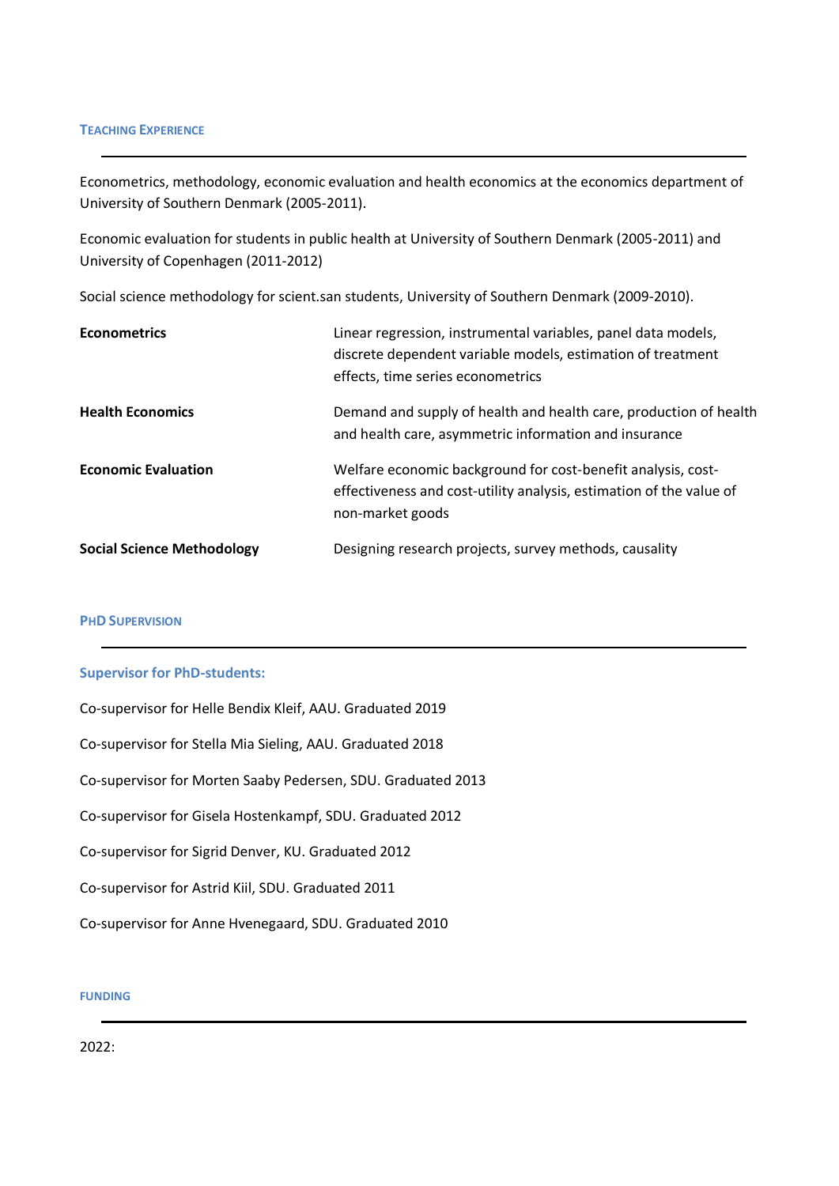## Teaching Experience

Econometrics, methodology, economic evaluation and health economics at the economics department of University of Southern Denmark (2005-2011).

Economic evaluation for students in public health at University of Southern Denmark (2005-2011) and University of Copenhagen (2011-2012)

Social science methodology for scient.san students, University of Southern Denmark (2009-2010).

| | |
|---|---|
| **Econometrics** | Linear regression, instrumental variables, panel data models, discrete dependent variable models, estimation of treatment effects, time series econometrics |
| **Health Economics** | Demand and supply of health and health care, production of health and health care, asymmetric information and insurance |
| **Economic Evaluation** | Welfare economic background for cost-benefit analysis, cost-effectiveness and cost-utility analysis, estimation of the value of non-market goods |
| **Social Science Methodology** | Designing research projects, survey methods, causality |

## PhD Supervision

### Supervisor for PhD-students:

Co-supervisor for Helle Bendix Kleif, AAU. Graduated 2019

Co-supervisor for Stella Mia Sieling, AAU. Graduated 2018

Co-supervisor for Morten Saaby Pedersen, SDU. Graduated 2013

Co-supervisor for Gisela Hostenkampf, SDU. Graduated 2012

Co-supervisor for Sigrid Denver, KU. Graduated 2012

Co-supervisor for Astrid Kiil, SDU. Graduated 2011

Co-supervisor for Anne Hvenegaard, SDU. Graduated 2010

## Funding

2022: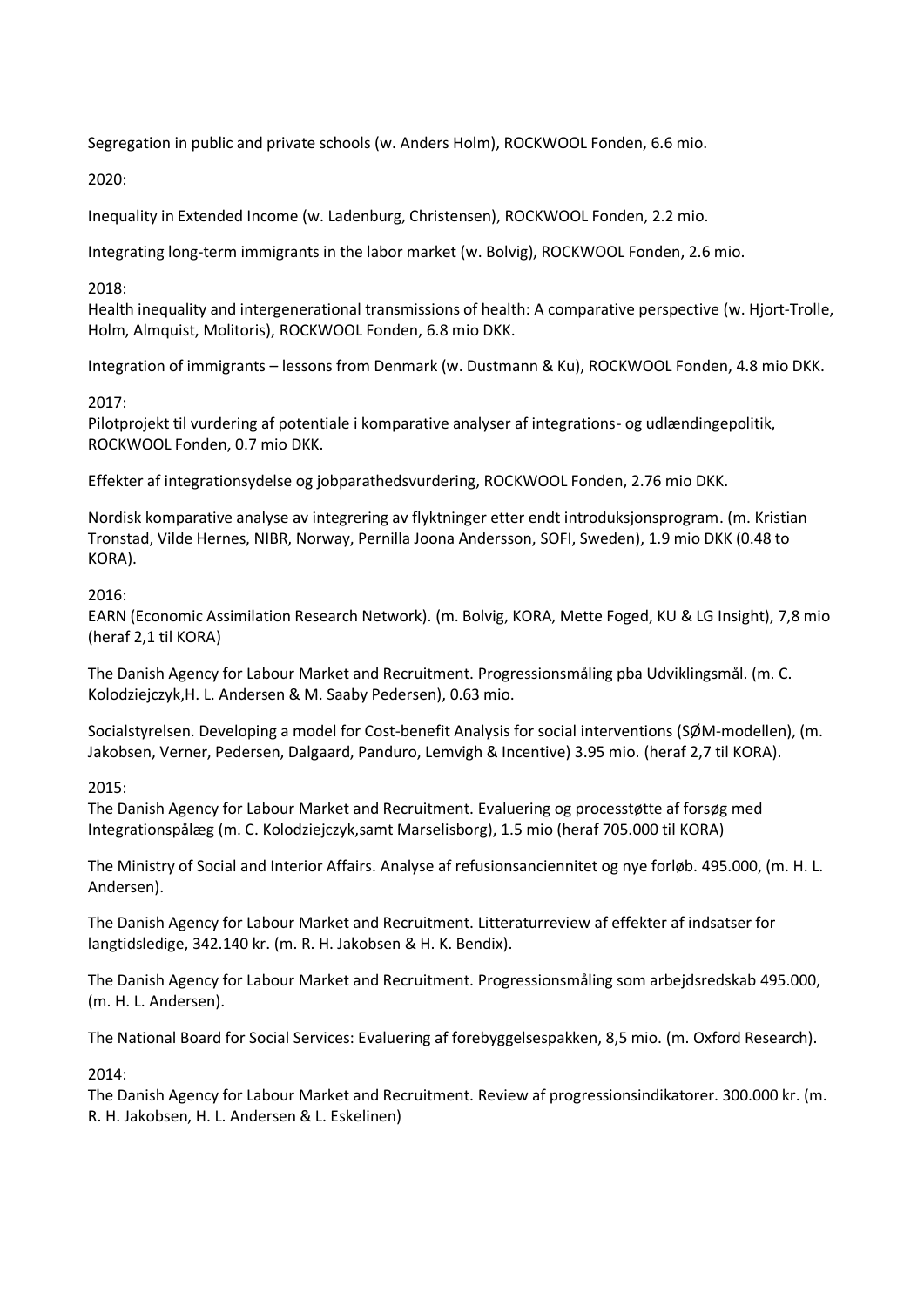Segregation in public and private schools (w. Anders Holm), ROCKWOOL Fonden, 6.6 mio.

2020:

Inequality in Extended Income (w. Ladenburg, Christensen), ROCKWOOL Fonden, 2.2 mio.

Integrating long-term immigrants in the labor market (w. Bolvig), ROCKWOOL Fonden, 2.6 mio.

2018:

Health inequality and intergenerational transmissions of health: A comparative perspective (w. Hjort-Trolle, Holm, Almquist, Molitoris), ROCKWOOL Fonden, 6.8 mio DKK.

Integration of immigrants – lessons from Denmark (w. Dustmann & Ku), ROCKWOOL Fonden, 4.8 mio DKK.

2017:

Pilotprojekt til vurdering af potentiale i komparative analyser af integrations- og udlændingepolitik, ROCKWOOL Fonden, 0.7 mio DKK.

Effekter af integrationsydelse og jobparathedsvurdering, ROCKWOOL Fonden, 2.76 mio DKK.

Nordisk komparative analyse av integrering av flyktninger etter endt introduksjonsprogram. (m. Kristian Tronstad, Vilde Hernes, NIBR, Norway, Pernilla Joona Andersson, SOFI, Sweden), 1.9 mio DKK (0.48 to KORA).

2016:

EARN (Economic Assimilation Research Network). (m. Bolvig, KORA, Mette Foged, KU & LG Insight), 7,8 mio (heraf 2,1 til KORA)

The Danish Agency for Labour Market and Recruitment. Progressionsmåling pba Udviklingsmål. (m. C. Kolodziejczyk,H. L. Andersen & M. Saaby Pedersen), 0.63 mio.

Socialstyrelsen. Developing a model for Cost-benefit Analysis for social interventions (SØM-modellen), (m. Jakobsen, Verner, Pedersen, Dalgaard, Panduro, Lemvigh & Incentive) 3.95 mio. (heraf 2,7 til KORA).

2015:

The Danish Agency for Labour Market and Recruitment. Evaluering og processtøtte af forsøg med Integrationspålæg (m. C. Kolodziejczyk,samt Marselisborg), 1.5 mio (heraf 705.000 til KORA)

The Ministry of Social and Interior Affairs. Analyse af refusionsanciennitet og nye forløb. 495.000, (m. H. L. Andersen).

The Danish Agency for Labour Market and Recruitment. Litteraturreview af effekter af indsatser for langtidsledige, 342.140 kr. (m. R. H. Jakobsen & H. K. Bendix).

The Danish Agency for Labour Market and Recruitment. Progressionsmåling som arbejdsredskab 495.000, (m. H. L. Andersen).

The National Board for Social Services: Evaluering af forebyggelsespakken, 8,5 mio. (m. Oxford Research).

2014:

The Danish Agency for Labour Market and Recruitment. Review af progressionsindikatorer. 300.000 kr. (m. R. H. Jakobsen, H. L. Andersen & L. Eskelinen)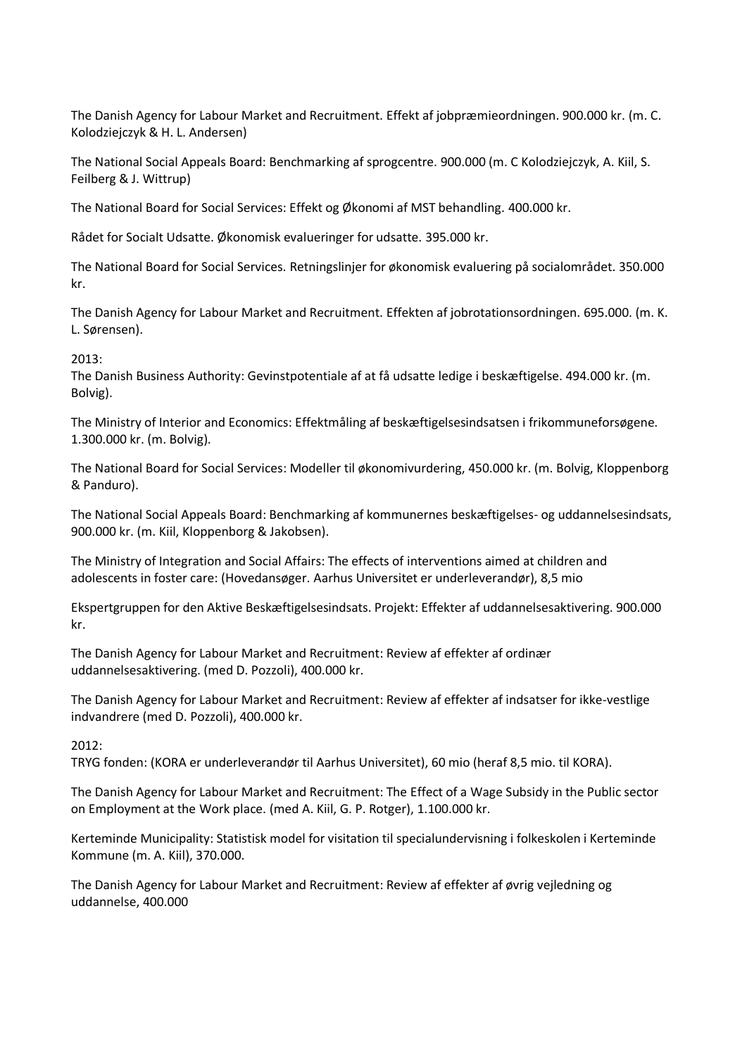The Danish Agency for Labour Market and Recruitment. Effekt af jobpræmieordningen. 900.000 kr. (m. C. Kolodziejczyk & H. L. Andersen)

The National Social Appeals Board: Benchmarking af sprogcentre. 900.000 (m. C Kolodziejczyk, A. Kiil, S. Feilberg & J. Wittrup)

The National Board for Social Services: Effekt og Økonomi af MST behandling. 400.000 kr.

Rådet for Socialt Udsatte. Økonomisk evalueringer for udsatte. 395.000 kr.

The National Board for Social Services. Retningslinjer for økonomisk evaluering på socialområdet. 350.000 kr.

The Danish Agency for Labour Market and Recruitment. Effekten af jobrotationsordningen. 695.000. (m. K. L. Sørensen).

2013:
The Danish Business Authority: Gevinstpotentiale af at få udsatte ledige i beskæftigelse. 494.000 kr. (m. Bolvig).

The Ministry of Interior and Economics: Effektmåling af beskæftigelsesindsatsen i frikommuneforsøgene. 1.300.000 kr. (m. Bolvig).

The National Board for Social Services: Modeller til økonomivurdering, 450.000 kr. (m. Bolvig, Kloppenborg & Panduro).

The National Social Appeals Board: Benchmarking af kommunernes beskæftigelses- og uddannelsesindsats, 900.000 kr. (m. Kiil, Kloppenborg & Jakobsen).

The Ministry of Integration and Social Affairs: The effects of interventions aimed at children and adolescents in foster care: (Hovedansøger. Aarhus Universitet er underleverandør), 8,5 mio

Ekspertgruppen for den Aktive Beskæftigelsesindsats. Projekt: Effekter af uddannelsesaktivering. 900.000 kr.

The Danish Agency for Labour Market and Recruitment: Review af effekter af ordinær uddannelsesaktivering. (med D. Pozzoli), 400.000 kr.

The Danish Agency for Labour Market and Recruitment: Review af effekter af indsatser for ikke-vestlige indvandrere (med D. Pozzoli), 400.000 kr.

2012:
TRYG fonden: (KORA er underleverandør til Aarhus Universitet), 60 mio (heraf 8,5 mio. til KORA).

The Danish Agency for Labour Market and Recruitment: The Effect of a Wage Subsidy in the Public sector on Employment at the Work place. (med A. Kiil, G. P. Rotger), 1.100.000 kr.

Kerteminde Municipality: Statistisk model for visitation til specialundervisning i folkeskolen i Kerteminde Kommune (m. A. Kiil), 370.000.

The Danish Agency for Labour Market and Recruitment: Review af effekter af øvrig vejledning og uddannelse, 400.000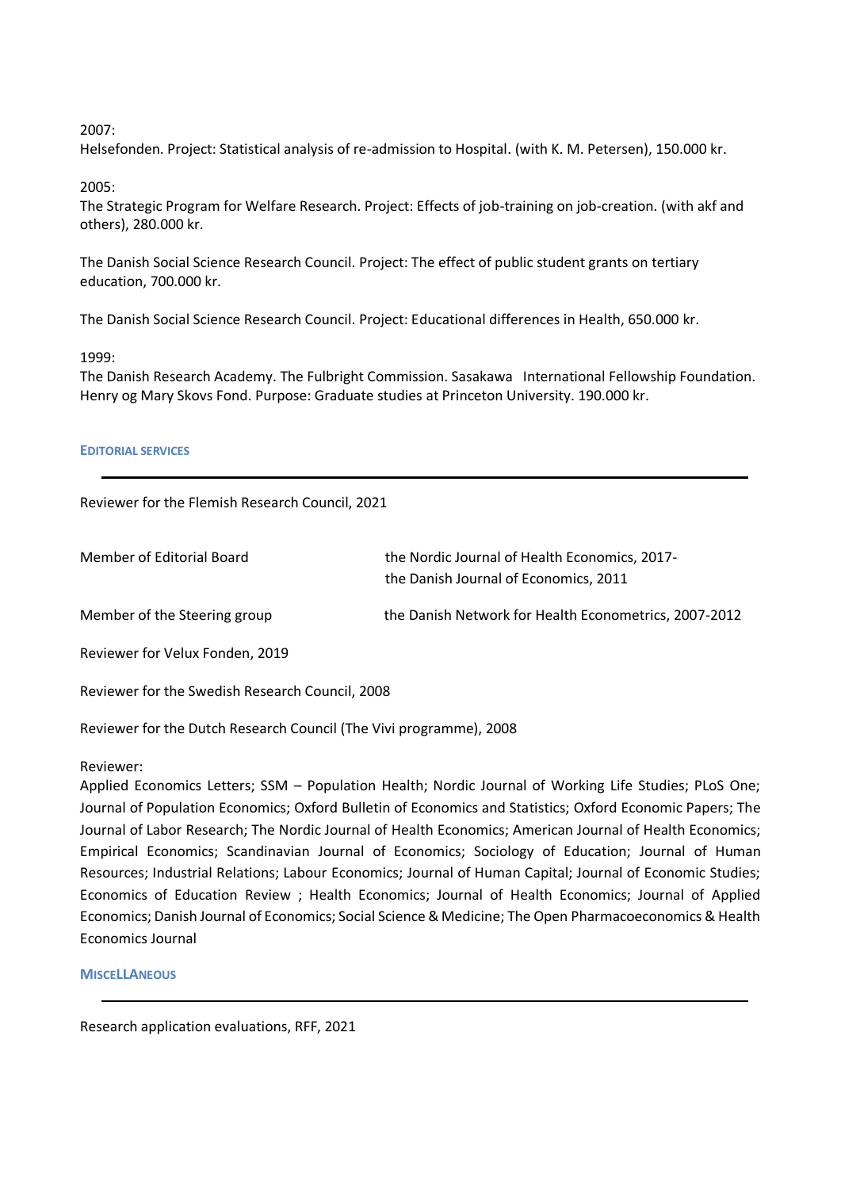2007:
Helsefonden. Project: Statistical analysis of re-admission to Hospital. (with K. M. Petersen), 150.000 kr.

2005:
The Strategic Program for Welfare Research. Project: Effects of job-training on job-creation. (with akf and others), 280.000 kr.

The Danish Social Science Research Council. Project: The effect of public student grants on tertiary education, 700.000 kr.

The Danish Social Science Research Council. Project: Educational differences in Health, 650.000 kr.

1999:
The Danish Research Academy. The Fulbright Commission. Sasakawa International Fellowship Foundation. Henry og Mary Skovs Fond. Purpose: Graduate studies at Princeton University. 190.000 kr.

## EDITORIAL SERVICES

Reviewer for the Flemish Research Council, 2021

| | |
|---|---|
| Member of Editorial Board | the Nordic Journal of Health Economics, 2017- |
| | the Danish Journal of Economics, 2011 |
| Member of the Steering group | the Danish Network for Health Econometrics, 2007-2012 |

Reviewer for Velux Fonden, 2019

Reviewer for the Swedish Research Council, 2008

Reviewer for the Dutch Research Council (The Vivi programme), 2008

Reviewer:
Applied Economics Letters; SSM – Population Health; Nordic Journal of Working Life Studies; PLoS One; Journal of Population Economics; Oxford Bulletin of Economics and Statistics; Oxford Economic Papers; The Journal of Labor Research; The Nordic Journal of Health Economics; American Journal of Health Economics; Empirical Economics; Scandinavian Journal of Economics; Sociology of Education; Journal of Human Resources; Industrial Relations; Labour Economics; Journal of Human Capital; Journal of Economic Studies; Economics of Education Review ; Health Economics; Journal of Health Economics; Journal of Applied Economics; Danish Journal of Economics; Social Science & Medicine; The Open Pharmacoeconomics & Health Economics Journal

## MISCELLANEOUS

Research application evaluations, RFF, 2021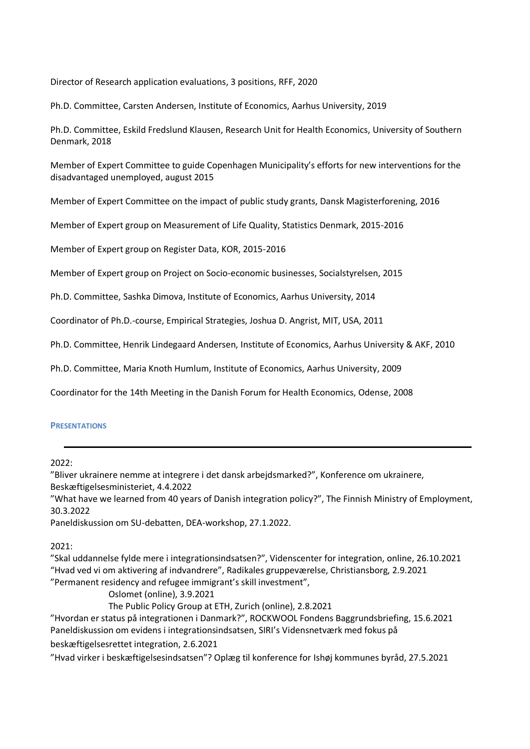Director of Research application evaluations, 3 positions, RFF, 2020

Ph.D. Committee, Carsten Andersen, Institute of Economics, Aarhus University, 2019

Ph.D. Committee, Eskild Fredslund Klausen, Research Unit for Health Economics, University of Southern Denmark, 2018

Member of Expert Committee to guide Copenhagen Municipality's efforts for new interventions for the disadvantaged unemployed, august 2015

Member of Expert Committee on the impact of public study grants, Dansk Magisterforening, 2016

Member of Expert group on Measurement of Life Quality, Statistics Denmark, 2015-2016

Member of Expert group on Register Data, KOR, 2015-2016

Member of Expert group on Project on Socio-economic businesses, Socialstyrelsen, 2015

Ph.D. Committee, Sashka Dimova, Institute of Economics, Aarhus University, 2014

Coordinator of Ph.D.-course, Empirical Strategies, Joshua D. Angrist, MIT, USA, 2011

Ph.D. Committee, Henrik Lindegaard Andersen, Institute of Economics, Aarhus University & AKF, 2010

Ph.D. Committee, Maria Knoth Humlum, Institute of Economics, Aarhus University, 2009

Coordinator for the 14th Meeting in the Danish Forum for Health Economics, Odense, 2008

## PRESENTATIONS

2022:

"Bliver ukrainere nemme at integrere i det dansk arbejdsmarked?", Konference om ukrainere, Beskæftigelsesministeriet, 4.4.2022

"What have we learned from 40 years of Danish integration policy?", The Finnish Ministry of Employment, 30.3.2022

Paneldiskussion om SU-debatten, DEA-workshop, 27.1.2022.

2021:

"Skal uddannelse fylde mere i integrationsindsatsen?", Videnscenter for integration, online, 26.10.2021

"Hvad ved vi om aktivering af indvandrere", Radikales gruppeværelse, Christiansborg, 2.9.2021

"Permanent residency and refugee immigrant's skill investment",

Oslomet (online), 3.9.2021

The Public Policy Group at ETH, Zurich (online), 2.8.2021

"Hvordan er status på integrationen i Danmark?", ROCKWOOL Fondens Baggrundsbriefing, 15.6.2021

Paneldiskussion om evidens i integrationsindsatsen, SIRI's Vidensnetværk med fokus på beskæftigelsesrettet integration, 2.6.2021

"Hvad virker i beskæftigelsesindsatsen"? Oplæg til konference for Ishøj kommunes byråd, 27.5.2021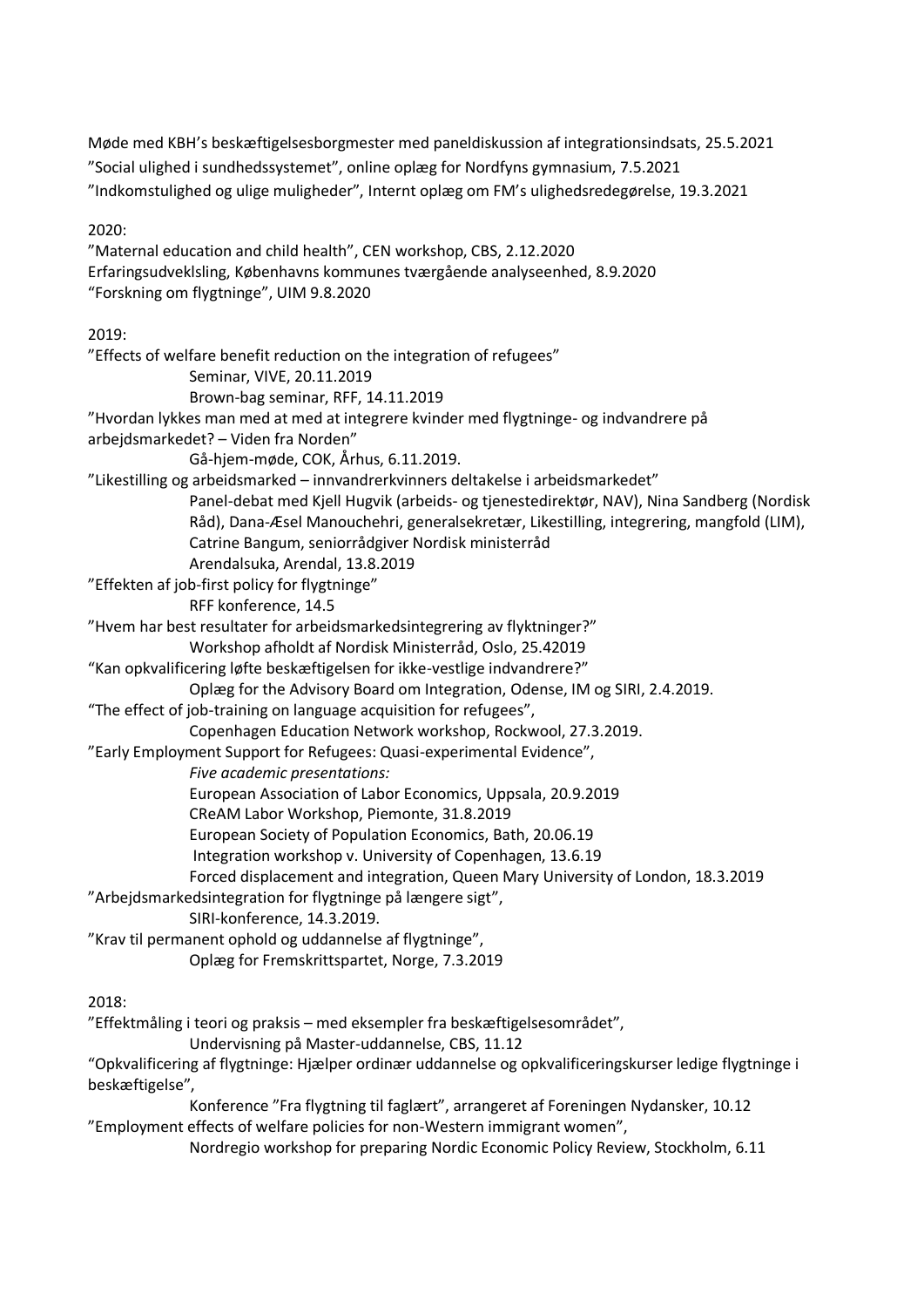Møde med KBH's beskæftigelsesborgmester med paneldiskussion af integrationsindsats, 25.5.2021

"Social ulighed i sundhedssystemet", online oplæg for Nordfyns gymnasium, 7.5.2021

"Indkomstulighed og ulige muligheder", Internt oplæg om FM's ulighedsredegørelse, 19.3.2021

2020:

"Maternal education and child health", CEN workshop, CBS, 2.12.2020

Erfaringsudveklsling, Københavns kommunes tværgående analyseenhed, 8.9.2020

"Forskning om flygtninge", UIM 9.8.2020

2019:

"Effects of welfare benefit reduction on the integration of refugees"

  Seminar, VIVE, 20.11.2019

  Brown-bag seminar, RFF, 14.11.2019

"Hvordan lykkes man med at med at integrere kvinder med flygtninge- og indvandrere på arbejdsmarkedet? – Viden fra Norden"

  Gå-hjem-møde, COK, Århus, 6.11.2019.

"Likestilling og arbeidsmarked – innvandrerkvinners deltakelse i arbeidsmarkedet"

  Panel-debat med Kjell Hugvik (arbeids- og tjenestedirektør, NAV), Nina Sandberg (Nordisk Råd), Dana-Æsel Manouchehri, generalsekretær, Likestilling, integrering, mangfold (LIM), Catrine Bangum, seniorrådgiver Nordisk ministerråd

  Arendalsuka, Arendal, 13.8.2019

"Effekten af job-first policy for flygtninge"

  RFF konference, 14.5

"Hvem har best resultater for arbeidsmarkedsintegrering av flyktninger?"

  Workshop afholdt af Nordisk Ministerråd, Oslo, 25.42019

"Kan opkvalificering løfte beskæftigelsen for ikke-vestlige indvandrere?"

  Oplæg for the Advisory Board om Integration, Odense, IM og SIRI, 2.4.2019.

"The effect of job-training on language acquisition for refugees",

  Copenhagen Education Network workshop, Rockwool, 27.3.2019.

"Early Employment Support for Refugees: Quasi-experimental Evidence",

  *Five academic presentations:*

  European Association of Labor Economics, Uppsala, 20.9.2019

  CReAM Labor Workshop, Piemonte, 31.8.2019

  European Society of Population Economics, Bath, 20.06.19

  Integration workshop v. University of Copenhagen, 13.6.19

  Forced displacement and integration, Queen Mary University of London, 18.3.2019

"Arbejdsmarkedsintegration for flygtninge på længere sigt",

  SIRI-konference, 14.3.2019.

"Krav til permanent ophold og uddannelse af flygtninge",

  Oplæg for Fremskrittspartet, Norge, 7.3.2019

2018:

"Effektmåling i teori og praksis – med eksempler fra beskæftigelsesområdet",

  Undervisning på Master-uddannelse, CBS, 11.12

"Opkvalificering af flygtninge: Hjælper ordinær uddannelse og opkvalificeringskurser ledige flygtninge i beskæftigelse",

  Konference "Fra flygtning til faglært", arrangeret af Foreningen Nydansker, 10.12

"Employment effects of welfare policies for non-Western immigrant women",

  Nordregio workshop for preparing Nordic Economic Policy Review, Stockholm, 6.11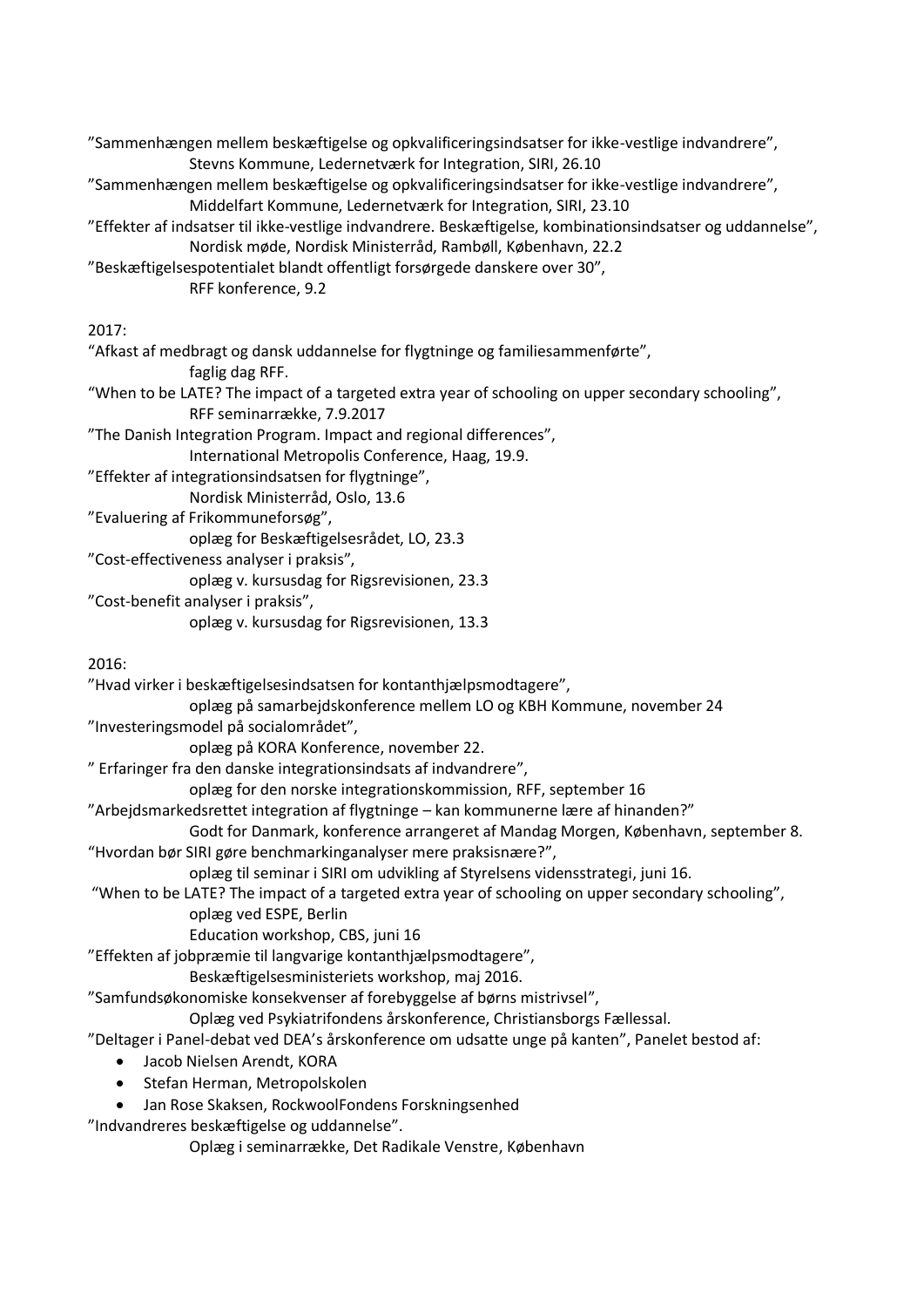"Sammenhængen mellem beskæftigelse og opkvalificeringsindsatser for ikke-vestlige indvandrere",
Stevns Kommune, Ledernetværk for Integration, SIRI, 26.10

"Sammenhængen mellem beskæftigelse og opkvalificeringsindsatser for ikke-vestlige indvandrere",
Middelfart Kommune, Ledernetværk for Integration, SIRI, 23.10

"Effekter af indsatser til ikke-vestlige indvandrere. Beskæftigelse, kombinationsindsatser og uddannelse",
Nordisk møde, Nordisk Ministerråd, Rambøll, København, 22.2

"Beskæftigelsespotentialet blandt offentligt forsørgede danskere over 30",
RFF konference, 9.2

2017:

"Afkast af medbragt og dansk uddannelse for flygtninge og familiesammenførte",
faglig dag RFF.

"When to be LATE? The impact of a targeted extra year of schooling on upper secondary schooling",
RFF seminarrække, 7.9.2017

"The Danish Integration Program. Impact and regional differences",
International Metropolis Conference, Haag, 19.9.

"Effekter af integrationsindsatsen for flygtninge",
Nordisk Ministerråd, Oslo, 13.6

"Evaluering af Frikommuneforsøg",
oplæg for Beskæftigelsesrådet, LO, 23.3

"Cost-effectiveness analyser i praksis",
oplæg v. kursusdag for Rigsrevisionen, 23.3

"Cost-benefit analyser i praksis",
oplæg v. kursusdag for Rigsrevisionen, 13.3

2016:

"Hvad virker i beskæftigelsesindsatsen for kontanthjælpsmodtagere",
oplæg på samarbejdskonference mellem LO og KBH Kommune, november 24

"Investeringsmodel på socialområdet",
oplæg på KORA Konference, november 22.

" Erfaringer fra den danske integrationsindsats af indvandrere",
oplæg for den norske integrationskommission, RFF, september 16

"Arbejdsmarkedsrettet integration af flygtninge – kan kommunerne lære af hinanden?"
Godt for Danmark, konference arrangeret af Mandag Morgen, København, september 8.

"Hvordan bør SIRI gøre benchmarkinganalyser mere praksisnære?",
oplæg til seminar i SIRI om udvikling af Styrelsens vidensstrategi, juni 16.

"When to be LATE? The impact of a targeted extra year of schooling on upper secondary schooling",
oplæg ved ESPE, Berlin
Education workshop, CBS, juni 16

"Effekten af jobpræmie til langvarige kontanthjælpsmodtagere",
Beskæftigelsesministeriets workshop, maj 2016.

"Samfundsøkonomiske konsekvenser af forebyggelse af børns mistrivsel",
Oplæg ved Psykiatrifondens årskonference, Christiansborgs Fællessal.

"Deltager i Panel-debat ved DEA's årskonference om udsatte unge på kanten", Panelet bestod af:

- Jacob Nielsen Arendt, KORA
- Stefan Herman, Metropolskolen
- Jan Rose Skaksen, RockwoolFondens Forskningsenhed

"Indvandreres beskæftigelse og uddannelse".
Oplæg i seminarrække, Det Radikale Venstre, København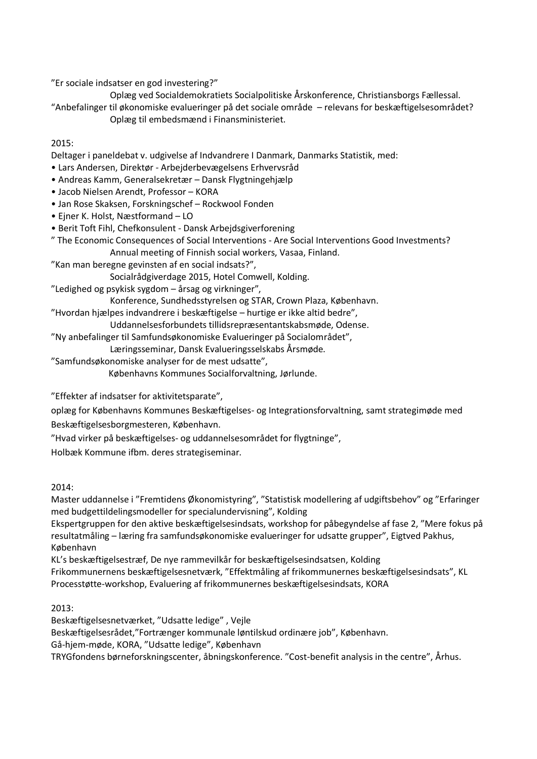”Er sociale indsatser en god investering?”

Oplæg ved Socialdemokratiets Socialpolitiske Årskonference, Christiansborgs Fællessal.

“Anbefalinger til økonomiske evalueringer på det sociale område – relevans for beskæftigelsesområdet?

Oplæg til embedsmænd i Finansministeriet.

2015:

Deltager i paneldebat v. udgivelse af Indvandrere I Danmark, Danmarks Statistik, med:

- Lars Andersen, Direktør - Arbejderbevægelsens Erhvervsråd
- Andreas Kamm, Generalsekretær – Dansk Flygtningehjælp
- Jacob Nielsen Arendt, Professor – KORA
- Jan Rose Skaksen, Forskningschef – Rockwool Fonden
- Ejner K. Holst, Næstformand – LO
- Berit Toft Fihl, Chefkonsulent - Dansk Arbejdsgiverforening

” The Economic Consequences of Social Interventions - Are Social Interventions Good Investments?

Annual meeting of Finnish social workers, Vasaa, Finland.

”Kan man beregne gevinsten af en social indsats?”,

Socialrådgiverdage 2015, Hotel Comwell, Kolding.

”Ledighed og psykisk sygdom – årsag og virkninger”,

Konference, Sundhedsstyrelsen og STAR, Crown Plaza, København.

”Hvordan hjælpes indvandrere i beskæftigelse – hurtige er ikke altid bedre”,

Uddannelsesforbundets tillidsrepræsentantskabsmøde, Odense.

”Ny anbefalinger til Samfundsøkonomiske Evalueringer på Socialområdet”,

Læringsseminar, Dansk Evalueringsselskabs Årsmøde.

”Samfundsøkonomiske analyser for de mest udsatte”,

Københavns Kommunes Socialforvaltning, Jørlunde.

”Effekter af indsatser for aktivitetsparate”,

oplæg for Københavns Kommunes Beskæftigelses- og Integrationsforvaltning, samt strategimøde med Beskæftigelsesborgmesteren, København.

”Hvad virker på beskæftigelses- og uddannelsesområdet for flygtninge”,

Holbæk Kommune ifbm. deres strategiseminar.

2014:

Master uddannelse i ”Fremtidens Økonomistyring”, ”Statistisk modellering af udgiftsbehov” og ”Erfaringer med budgettildelingsmodeller for specialundervisning”, Kolding

Ekspertgruppen for den aktive beskæftigelsesindsats, workshop for påbegyndelse af fase 2, ”Mere fokus på resultatmåling – læring fra samfundsøkonomiske evalueringer for udsatte grupper”, Eigtved Pakhus, København

KL’s beskæftigelsestræf, De nye rammevilkår for beskæftigelsesindsatsen, Kolding

Frikommunernens beskæftigelsesnetværk, ”Effektmåling af frikommunernes beskæftigelsesindsats”, KL

Processtøtte-workshop, Evaluering af frikommunernes beskæftigelsesindsats, KORA

2013:

Beskæftigelsesnetværket, ”Udsatte ledige” , Vejle

Beskæftigelsesrådet,”Fortrænger kommunale løntilskud ordinære job”, København.

Gå-hjem-møde, KORA, ”Udsatte ledige”, København

TRYGfondens børneforskningscenter, åbningskonference. ”Cost-benefit analysis in the centre”, Århus.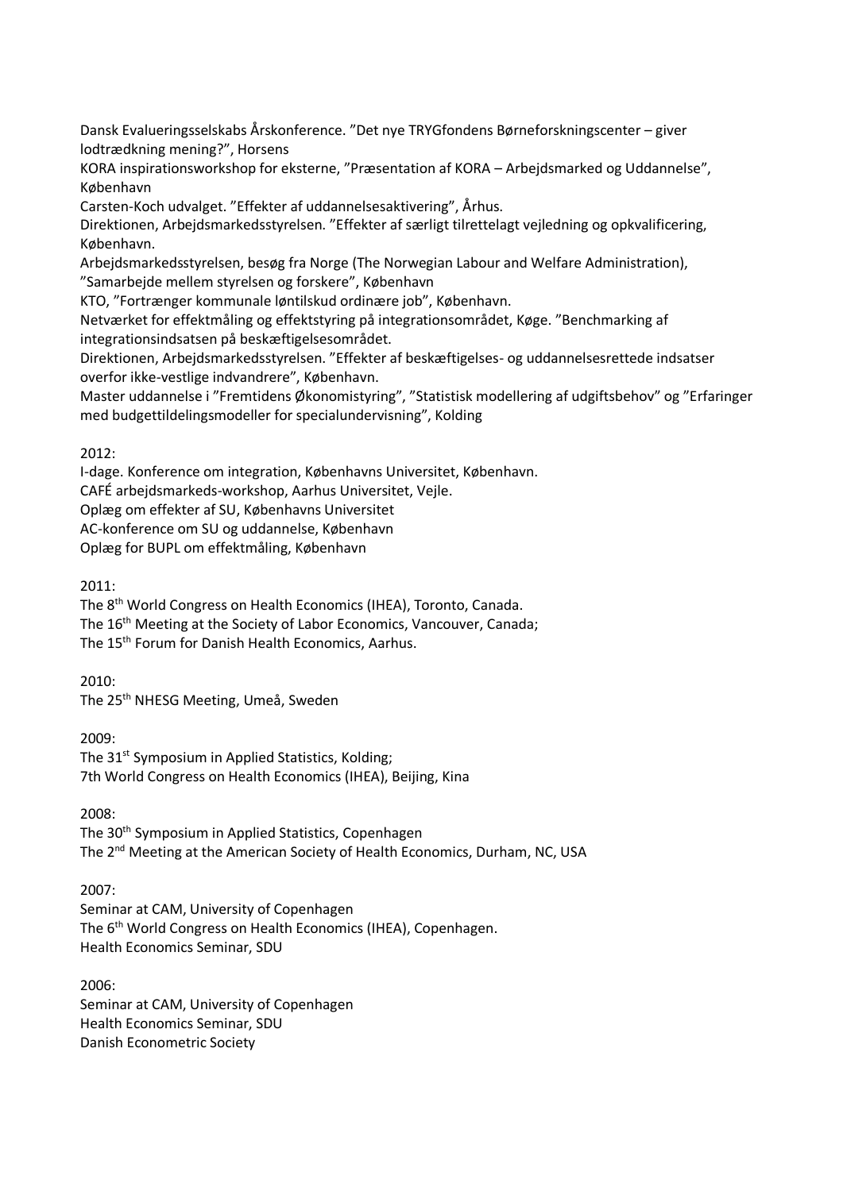Dansk Evalueringsselskabs Årskonference. ”Det nye TRYGfondens Børneforskningscenter – giver lodtrædkning mening?”, Horsens

KORA inspirationsworkshop for eksterne, ”Præsentation af KORA – Arbejdsmarked og Uddannelse”, København

Carsten-Koch udvalget. ”Effekter af uddannelsesaktivering”, Århus.

Direktionen, Arbejdsmarkedsstyrelsen. ”Effekter af særligt tilrettelagt vejledning og opkvalificering, København.

Arbejdsmarkedsstyrelsen, besøg fra Norge (The Norwegian Labour and Welfare Administration), ”Samarbejde mellem styrelsen og forskere”, København

KTO, ”Fortrænger kommunale løntilskud ordinære job”, København.

Netværket for effektmåling og effektstyring på integrationsområdet, Køge. ”Benchmarking af integrationsindsatsen på beskæftigelsesområdet.

Direktionen, Arbejdsmarkedsstyrelsen. ”Effekter af beskæftigelses- og uddannelsesrettede indsatser overfor ikke-vestlige indvandrere”, København.

Master uddannelse i ”Fremtidens Økonomistyring”, ”Statistisk modellering af udgiftsbehov” og ”Erfaringer med budgettildelingsmodeller for specialundervisning”, Kolding

2012:

I-dage. Konference om integration, Københavns Universitet, København.

CAFÉ arbejdsmarkeds-workshop, Aarhus Universitet, Vejle.

Oplæg om effekter af SU, Københavns Universitet

AC-konference om SU og uddannelse, København

Oplæg for BUPL om effektmåling, København

2011:

The 8th World Congress on Health Economics (IHEA), Toronto, Canada.

The 16th Meeting at the Society of Labor Economics, Vancouver, Canada;

The 15th Forum for Danish Health Economics, Aarhus.

2010:

The 25th NHESG Meeting, Umeå, Sweden

2009:

The 31st Symposium in Applied Statistics, Kolding;

7th World Congress on Health Economics (IHEA), Beijing, Kina

2008:

The 30th Symposium in Applied Statistics, Copenhagen

The 2nd Meeting at the American Society of Health Economics, Durham, NC, USA

2007:

Seminar at CAM, University of Copenhagen

The 6th World Congress on Health Economics (IHEA), Copenhagen.

Health Economics Seminar, SDU

2006:

Seminar at CAM, University of Copenhagen

Health Economics Seminar, SDU

Danish Econometric Society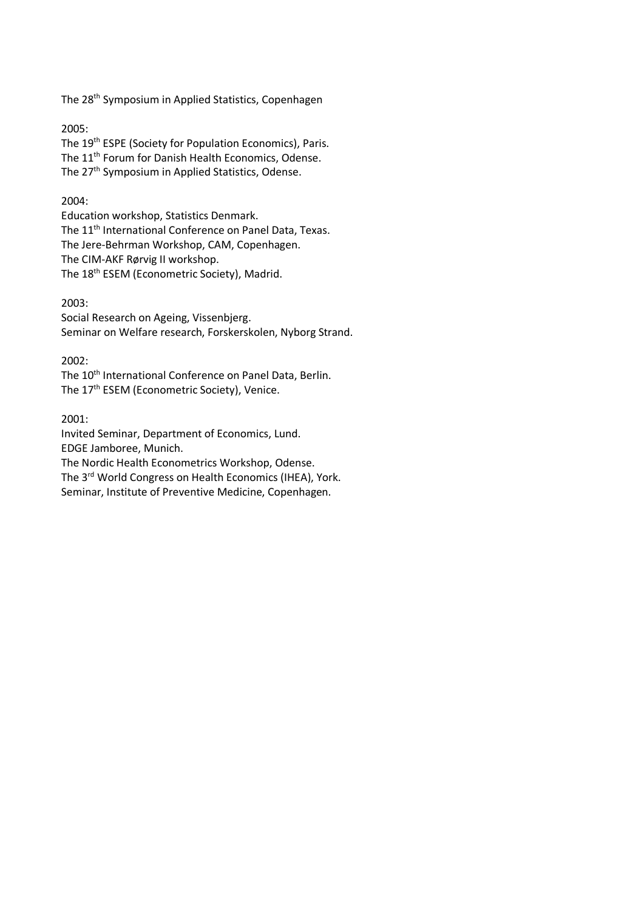The 28th Symposium in Applied Statistics, Copenhagen

2005:
The 19th ESPE (Society for Population Economics), Paris.
The 11th Forum for Danish Health Economics, Odense.
The 27th Symposium in Applied Statistics, Odense.

2004:
Education workshop, Statistics Denmark.
The 11th International Conference on Panel Data, Texas.
The Jere-Behrman Workshop, CAM, Copenhagen.
The CIM-AKF Rørvig II workshop.
The 18th ESEM (Econometric Society), Madrid.

2003:
Social Research on Ageing, Vissenbjerg.
Seminar on Welfare research, Forskerskolen, Nyborg Strand.

2002:
The 10th International Conference on Panel Data, Berlin.
The 17th ESEM (Econometric Society), Venice.

2001:
Invited Seminar, Department of Economics, Lund.
EDGE Jamboree, Munich.
The Nordic Health Econometrics Workshop, Odense.
The 3rd World Congress on Health Economics (IHEA), York.
Seminar, Institute of Preventive Medicine, Copenhagen.